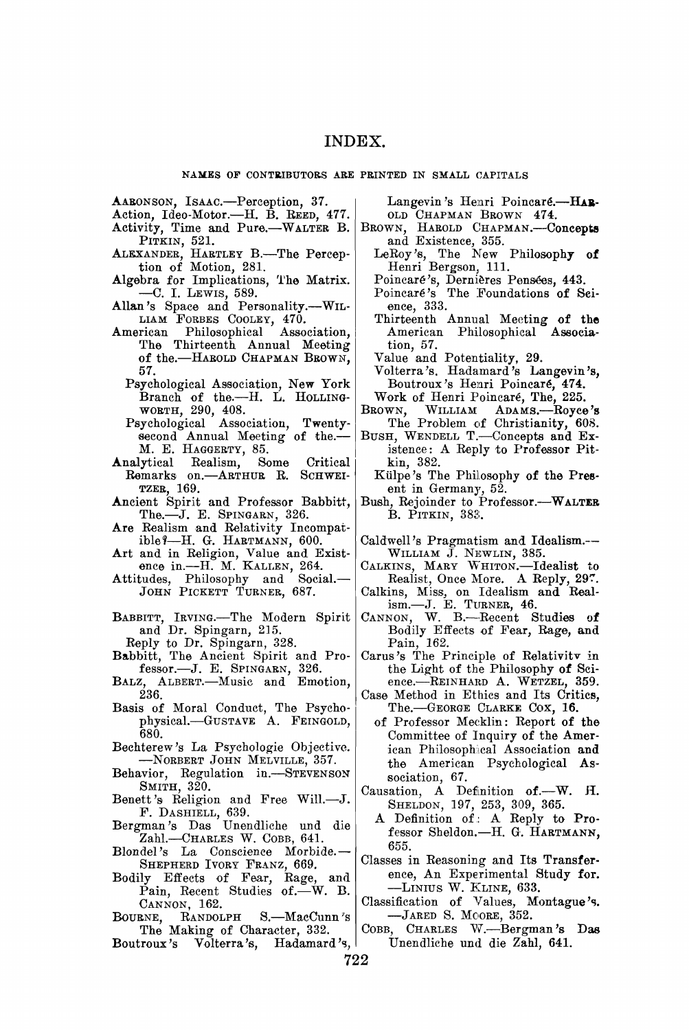# INDEX.

NAMES OF CONTRIBUTORS ARE PRINTED IN SMALL CAPITALS

AARONSON, ISAAC.—Perception, 37.

Action, Ideo-Motor.—H. B. REED, 477.

Activity, Time and Pure.—WALTER B. PITKIN, 521.

ALEXANDER, HARTLEY B.—The Perception of Motion, 281.

Algebra for Implications, The Matrix.—C. I. LEWIS, 589.

Allan's Space and Personality.—WILLIAM FORBES COOLEY, 470.

American Philosophical Association, The Thirteenth Annual Meeting of the.—HAROLD CHAPMAN BROWN, 57.

Psychological Association, New York Branch of the.—H. L. HOLLINGWORTH, 290, 408.

Psychological Association, Twenty-second Annual Meeting of the.—M. E. HAGGERTY, 85.

Analytical Realism, Some Critical Remarks on.—ARTHUR R. SCHWEITZER, 169.

Ancient Spirit and Professor Babbitt, The.—J. E. SPINGARN, 326.

Are Realism and Relativity Incompatible?—H. G. HARTMANN, 600.

Art and in Religion, Value and Existence in.—H. M. KALLEN, 264.

Attitudes, Philosophy and Social.—JOHN PICKETT TURNER, 687.

BABBITT, IRVING.—The Modern Spirit and Dr. Spingarn, 215.

Reply to Dr. Spingarn, 328.

Babbitt, The Ancient Spirit and Professor.—J. E. SPINGARN, 326.

BALZ, ALBERT.—Music and Emotion, 236.

Basis of Moral Conduct, The Psychophysical.—GUSTAVE A. FEINGOLD, 680.

Bechterew's La Psychologie Objective.—NORBERT JOHN MELVILLE, 357.

Behavior, Regulation in.—STEVENSON SMITH, 320.

Benett's Religion and Free Will.—J. F. DASHIELL, 639.

Bergman's Das Unendliche und die Zahl.—CHARLES W. COBB, 641.

Blondel's La Conscience Morbide.—SHEPHERD IVORY FRANZ, 669.

Bodily Effects of Fear, Rage, and Pain, Recent Studies of.—W. B. CANNON, 162.

BOURNE, RANDOLPH S.—MacCunn's The Making of Character, 332.

Boutroux's Volterra's, Hadamard's, Langevin's Henri Poincaré.—HAROLD CHAPMAN BROWN 474.

BROWN, HAROLD CHAPMAN.—Concepts and Existence, 355.

LeRoy's, The New Philosophy of Henri Bergson, 111.

Poincaré's, Dernières Pensées, 443.

Poincaré's The Foundations of Science, 333.

Thirteenth Annual Meeting of the American Philosophical Association, 57.

Value and Potentiality, 29.

Volterra's, Hadamard's Langevin's, Boutroux's Henri Poincaré, 474.

Work of Henri Poincaré, The, 225.

BROWN, WILLIAM ADAMS.—Royce's The Problem of Christianity, 608.

BUSH, WENDELL T.—Concepts and Existence: A Reply to Professor Pitkin, 382.

Külpe's The Philosophy of the Present in Germany, 52.

Bush, Rejoinder to Professor.—WALTER B. PITKIN, 383.

Caldwell's Pragmatism and Idealism.—WILLIAM J. NEWLIN, 385.

CALKINS, MARY WHITON.—Idealist to Realist, Once More. A Reply, 297.

Calkins, Miss, on Idealism and Realism.—J. E. TURNER, 46.

CANNON, W. B.—Recent Studies of Bodily Effects of Fear, Rage, and Pain, 162.

Carus's The Principle of Relativity in the Light of the Philosophy of Science.—REINHARD A. WETZEL, 359.

Case Method in Ethics and Its Critics, The.—GEORGE CLARKE COX, 16.

of Professor Mecklin: Report of the Committee of Inquiry of the American Philosophical Association and the American Psychological Association, 67.

Causation, A Definition of.—W. H. SHELDON, 197, 253, 309, 365.

A Definition of: A Reply to Professor Sheldon.—H. G. HARTMANN, 655.

Classes in Reasoning and Its Transference, An Experimental Study for.—LINIUS W. KLINE, 633.

Classification of Values, Montague's.—JARED S. MOORE, 352.

COBB, CHARLES W.—Bergman's Das Unendliche und die Zahl, 641.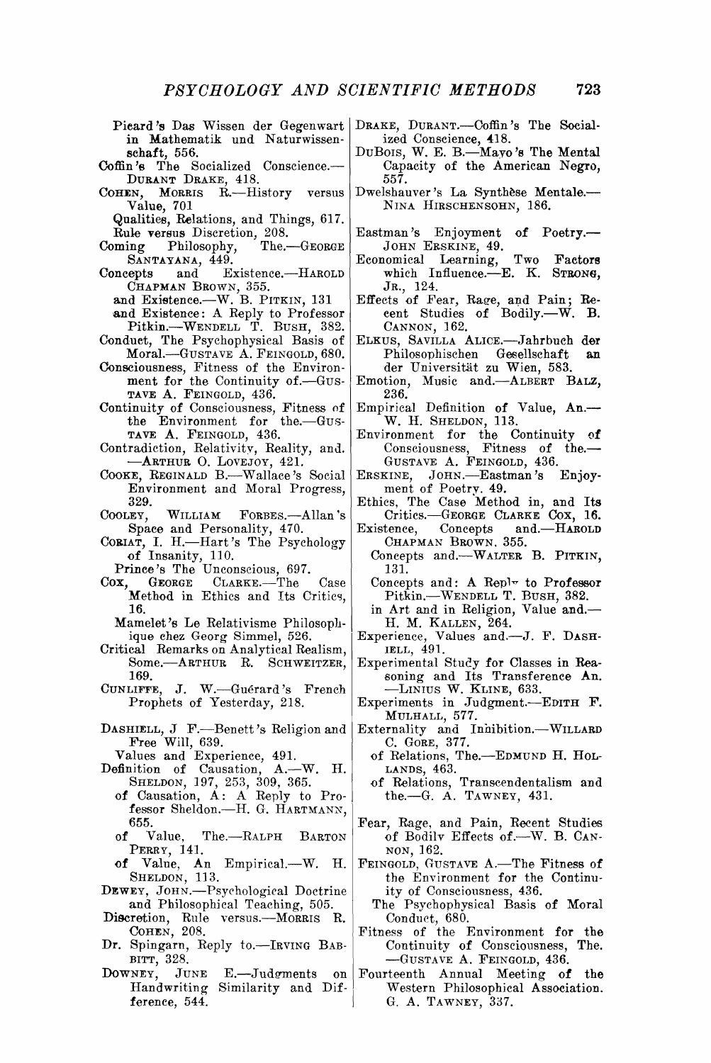Picard's Das Wissen der Gegenwart in Mathematik und Naturwissenschaft, 556.

Coffin's The Socialized Conscience.—DURANT DRAKE, 418.

COHEN, MORRIS R.—History versus Value, 701

  Qualities, Relations, and Things, 617.

  Rule versus Discretion, 208.

Coming Philosophy, The.—GEORGE SANTAYANA, 449.

Concepts and Existence.—HAROLD CHAPMAN BROWN, 355.

  and Existence.—W. B. PITKIN, 131

  and Existence: A Reply to Professor Pitkin.—WENDELL T. BUSH, 382.

Conduct, The Psychophysical Basis of Moral.—GUSTAVE A. FEINGOLD, 680.

Consciousness, Fitness of the Environment for the Continuity of.—GUSTAVE A. FEINGOLD, 436.

Continuity of Consciousness, Fitness of the Environment for the.—GUSTAVE A. FEINGOLD, 436.

Contradiction, Relativity, Reality, and.—ARTHUR O. LOVEJOY, 421.

COOKE, REGINALD B.—Wallace's Social Environment and Moral Progress, 329.

COOLEY, WILLIAM FORBES.—Allan's Space and Personality, 470.

CORIAT, I. H.—Hart's The Psychology of Insanity, 110.

  Prince's The Unconscious, 697.

COX, GEORGE CLARKE.—The Case Method in Ethics and Its Critics, 16.

  Mamelet's Le Relativisme Philosophique chez Georg Simmel, 526.

Critical Remarks on Analytical Realism, Some.—ARTHUR R. SCHWEITZER, 169.

CUNLIFFE, J. W.—Guérard's French Prophets of Yesterday, 218.

DASHIELL, J F.—Benett's Religion and Free Will, 639.

  Values and Experience, 491.

Definition of Causation, A.—W. H. SHELDON, 197, 253, 309, 365.

  of Causation, A: A Reply to Professor Sheldon.—H. G. HARTMANN, 655.

  of Value, The.—RALPH BARTON PERRY, 141.

  of Value, An Empirical.—W. H. SHELDON, 113.

DEWEY, JOHN.—Psychological Doctrine and Philosophical Teaching, 505.

Discretion, Rule versus.—MORRIS R. COHEN, 208.

Dr. Spingarn, Reply to.—IRVING BABBITT, 328.

DOWNEY, JUNE E.—Judgments on Handwriting Similarity and Difference, 544.

DRAKE, DURANT.—Coffin's The Socialized Conscience, 418.

DUBOIS, W. E. B.—Mayo's The Mental Capacity of the American Negro, 557.

Dwelshauver's La Synthèse Mentale.—NINA HIRSCHENSOHN, 186.

Eastman's Enjoyment of Poetry.—JOHN ERSKINE, 49.

Economical Learning, Two Factors which Influence.—E. K. STRONG, JR., 124.

Effects of Fear, Rage, and Pain; Recent Studies of Bodily.—W. B. CANNON, 162.

ELKUS, SAVILLA ALICE.—Jahrbuch der Philosophischen Gesellschaft an der Universität zu Wien, 583.

Emotion, Music and.—ALBERT BALZ, 236.

Empirical Definition of Value, An.—W. H. SHELDON, 113.

Environment for the Continuity of Consciousness, Fitness of the.—GUSTAVE A. FEINGOLD, 436.

ERSKINE, JOHN.—Eastman's Enjoyment of Poetry, 49.

Ethics, The Case Method in, and Its Critics.—GEORGE CLARKE COX, 16.

Existence, Concepts and.—HAROLD CHAPMAN BROWN, 355.

  Concepts and.—WALTER B. PITKIN, 131.

  Concepts and: A Reply to Professor Pitkin.—WENDELL T. BUSH, 382.

  in Art and in Religion, Value and.—H. M. KALLEN, 264.

Experience, Values and.—J. F. DASHIELL, 491.

Experimental Study for Classes in Reasoning and Its Transference An.—LINIUS W. KLINE, 633.

Experiments in Judgment.—EDITH F. MULHALL, 577.

Externality and Inhibition.—WILLARD C. GORE, 377.

  of Relations, The.—EDMUND H. HOLLANDS, 463.

  of Relations, Transcendentalism and the.—G. A. TAWNEY, 431.

Fear, Rage, and Pain, Recent Studies of Bodily Effects of.—W. B. CANNON, 162.

FEINGOLD, GUSTAVE A.—The Fitness of the Environment for the Continuity of Consciousness, 436.

  The Psychophysical Basis of Moral Conduct, 680.

Fitness of the Environment for the Continuity of Consciousness, The.—GUSTAVE A. FEINGOLD, 436.

Fourteenth Annual Meeting of the Western Philosophical Association. G. A. TAWNEY, 337.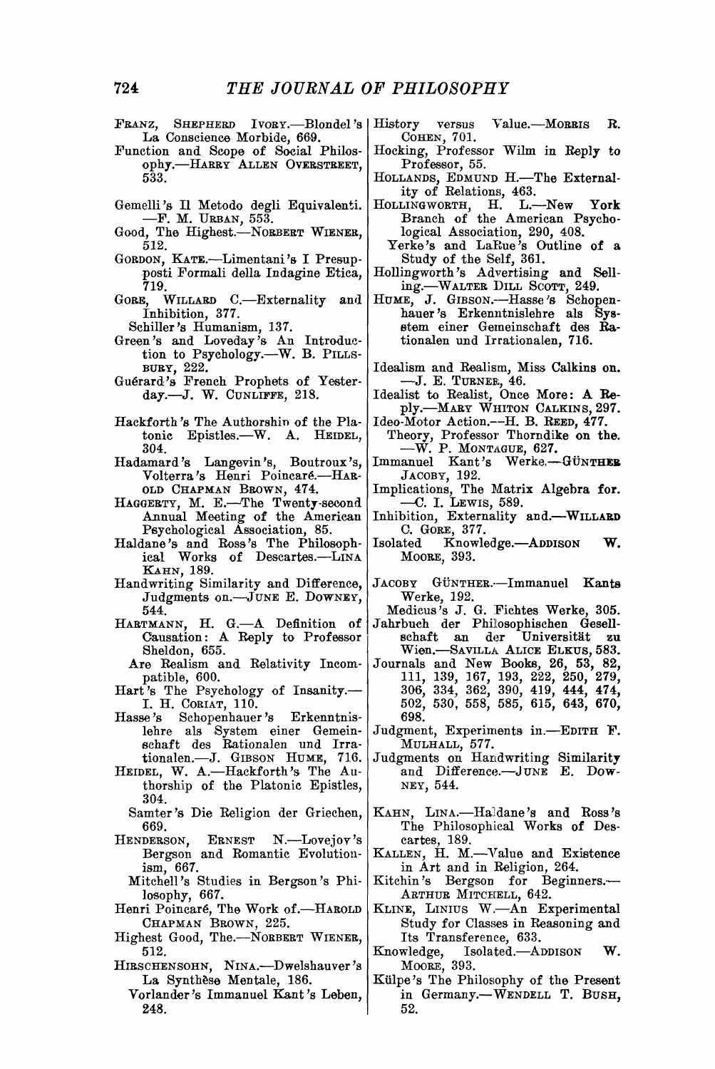FRANZ, SHEPHERD IVORY.—Blondel's La Conscience Morbide, 669.

Function and Scope of Social Philosophy.—HARRY ALLEN OVERSTREET, 533.

Gemelli's Il Metodo degli Equivalenti. —F. M. URBAN, 553.

Good, The Highest.—NORBERT WIENER, 512.

GORDON, KATE.—Limentani's I Presupposti Formali della Indagine Etica, 719.

GORE, WILLARD C.—Externality and Inhibition, 377.

Schiller's Humanism, 137.

Green's and Loveday's An Introduction to Psychology.—W. B. PILLSBURY, 222.

Guérard's French Prophets of Yesterday.—J. W. CUNLIFFE, 218.

Hackforth's The Authorshin of the Platonic Epistles.—W. A. HEIDEL, 304.

Hadamard's Langevin's, Boutroux's, Volterra's Henri Poincaré.—HAROLD CHAPMAN BROWN, 474.

HAGGERTY, M. E.—The Twenty-second Annual Meeting of the American Psychological Association, 85.

Haldane's and Ross's The Philosophical Works of Descartes.—LINA KAHN, 189.

Handwriting Similarity and Difference, Judgments on.—JUNE E. DOWNEY, 544.

HARTMANN, H. G.—A Definition of Causation: A Reply to Professor Sheldon, 655.

Are Realism and Relativity Incompatible, 600.

Hart's The Psychology of Insanity.—I. H. CORIAT, 110.

Hasse's Schopenhauer's Erkenntnislehre als System einer Gemeinschaft des Rationalen und Irrationalen.—J. GIBSON HUME, 716.

HEIDEL, W. A.—Hackforth's The Authorship of the Platonic Epistles, 304.

Samter's Die Religion der Griechen, 669.

HENDERSON, ERNEST N.—Lovejoy's Bergson and Romantic Evolutionism, 667.

Mitchell's Studies in Bergson's Philosophy, 667.

Henri Poincaré, The Work of.—HAROLD CHAPMAN BROWN, 225.

Highest Good, The.—NORBERT WIENER, 512.

HIRSCHENSOHN, NINA.—Dwelshauver's La Synthèse Mentale, 186.

Vorlander's Immanuel Kant's Leben, 248.

History versus Value.—MORRIS R. COHEN, 701.

Hocking, Professor Wilm in Reply to Professor, 55.

HOLLANDS, EDMUND H.—The Externality of Relations, 463.

HOLLINGWORTH, H. L.—New York Branch of the American Psychological Association, 290, 408.

Yerke's and LaRue's Outline of a Study of the Self, 361.

Hollingworth's Advertising and Selling.—WALTER DILL SCOTT, 249.

HUME, J. GIBSON.—Hasse's Schopenhauer's Erkenntnislehre als System einer Gemeinschaft des Rationalen und Irrationalen, 716.

Idealism and Realism, Miss Calkins on. —J. E. TURNER, 46.

Idealist to Realist, Once More: A Reply.—MARY WHITON CALKINS, 297.

Ideo-Motor Action.—H. B. REED, 477.

Theory, Professor Thorndike on the. —W. P. MONTAGUE, 627.

Immanuel Kant's Werke.—GÜNTHER JACOBY, 192.

Implications, The Matrix Algebra for. —C. I. LEWIS, 589.

Inhibition, Externality and.—WILLARD C. GORE, 377.

Isolated Knowledge.—ADDISON W. MOORE, 393.

JACOBY GÜNTHER.—Immanuel Kants Werke, 192.

Medicus's J. G. Fichtes Werke, 305.

Jahrbuch der Philosophischen Gesellschaft an der Universität zu Wien.—SAVILLA ALICE ELKUS, 583.

Journals and New Books, 26, 53, 82, 111, 139, 167, 193, 222, 250, 279, 306, 334, 362, 390, 419, 444, 474, 502, 530, 558, 585, 615, 643, 670, 698.

Judgment, Experiments in.—EDITH F. MULHALL, 577.

Judgments on Handwriting Similarity and Difference.—JUNE E. DOWNEY, 544.

KAHN, LINA.—Haldane's and Ross's The Philosophical Works of Descartes, 189.

KALLEN, H. M.—Value and Existence in Art and in Religion, 264.

Kitchin's Bergson for Beginners.—ARTHUR MITCHELL, 642.

KLINE, LINIUS W.—An Experimental Study for Classes in Reasoning and Its Transference, 633.

Knowledge, Isolated.—ADDISON W. MOORE, 393.

Külpe's The Philosophy of the Present in Germany.—WENDELL T. BUSH, 52.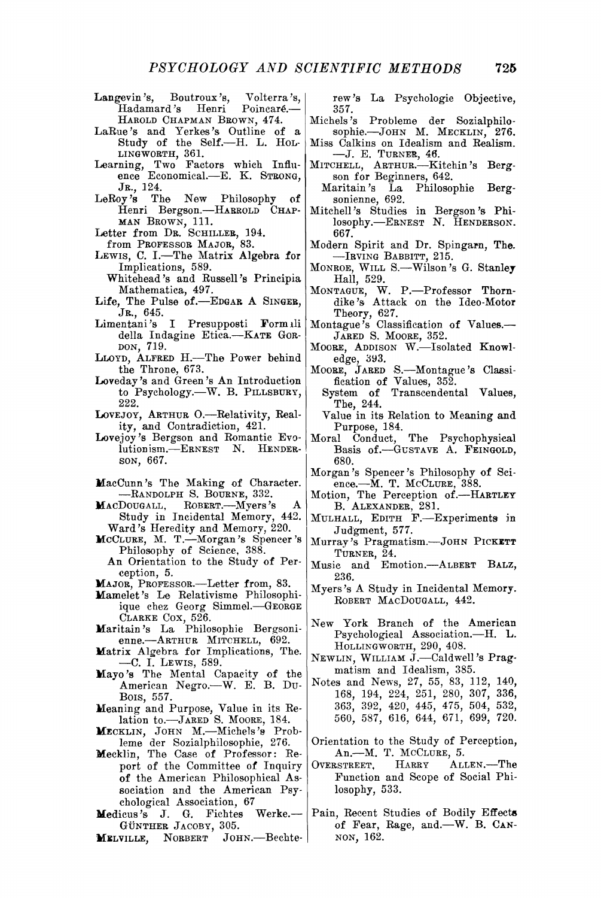Langevin's, Boutroux's, Volterra's, Hadamard's Henri Poincaré.—HAROLD CHAPMAN BROWN, 474.

LaRue's and Yerkes's Outline of a Study of the Self.—H. L. HOLLINGWORTH, 361.

Learning, Two Factors which Influence Economical.—E. K. STRONG, JR., 124.

LeRoy's The New Philosophy of Henri Bergson.—HARROLD CHAPMAN BROWN, 111.

Letter from DR. SCHILLER, 194.

from PROFESSOR MAJOR, 83.

LEWIS, C. I.—The Matrix Algebra for Implications, 589.

Whitehead's and Russell's Principia Mathematica, 497.

Life, The Pulse of.—EDGAR A SINGER, JR., 645.

Limentani's I Presupposti Formali della Indagine Etica.—KATE GORDON, 719.

LLOYD, ALFRED H.—The Power behind the Throne, 673.

Loveday's and Green's An Introduction to Psychology.—W. B. PILLSBURY, 222.

LOVEJOY, ARTHUR O.—Relativity, Reality, and Contradiction, 421.

Lovejoy's Bergson and Romantic Evolutionism.—ERNEST N. HENDERSON, 667.

MacCunn's The Making of Character.—RANDOLPH S. BOURNE, 332.

MACDOUGALL, ROBERT.—Myers's A Study in Incidental Memory, 442.

Ward's Heredity and Memory, 220.

MCCLURE, M. T.—Morgan's Spencer's Philosophy of Science, 388.

An Orientation to the Study of Perception, 5.

MAJOR, PROFESSOR.—Letter from, 83.

Mamelet's Le Relativisme Philosophique chez Georg Simmel.—GEORGE CLARKE COX, 526.

Maritain's La Philosophie Bergsonienne.—ARTHUR MITCHELL, 692.

Matrix Algebra for Implications, The.—C. I. LEWIS, 589.

Mayo's The Mental Capacity of the American Negro.—W. E. B. DU-BOIS, 557.

Meaning and Purpose, Value in its Relation to.—JARED S. MOORE, 184.

MECKLIN, JOHN M.—Michels's Probleme der Sozialphilosophie, 276.

Mecklin, The Case of Professor: Report of the Committee of Inquiry of the American Philosophical Association and the American Psychological Association, 67

Medicus's J. G. Fichtes Werke.—GÜNTHER JACOBY, 305.

MELVILLE, NORBERT JOHN.—Bechterew's La Psychologie Objective, 357.

Michels's Probleme der Sozialphilosophie.—JOHN M. MECKLIN, 276.

Miss Calkins on Idealism and Realism.—J. E. TURNER, 46.

MITCHELL, ARTHUR.—Kitchin's Bergson for Beginners, 642.

Maritain's La Philosophie Bergsonienne, 692.

Mitchell's Studies in Bergson's Philosophy.—ERNEST N. HENDERSON. 667.

Modern Spirit and Dr. Spingarn, The.—IRVING BABBITT, 215.

MONROE, WILL S.—Wilson's G. Stanley Hall, 529.

MONTAGUE, W. P.—Professor Thorndike's Attack on the Ideo-Motor Theory, 627.

Montague's Classification of Values.—JARED S. MOORE, 352.

MOORE, ADDISON W.—Isolated Knowledge, 393.

MOORE, JARED S.—Montague's Classification of Values, 352.

System of Transcendental Values, The, 244.

Value in its Relation to Meaning and Purpose, 184.

Moral Conduct, The Psychophysical Basis of.—GUSTAVE A. FEINGOLD, 680.

Morgan's Spencer's Philosophy of Science.—M. T. MCCLURE, 388.

Motion, The Perception of.—HARTLEY B. ALEXANDER, 281.

MULHALL, EDITH F.—Experiments in Judgment, 577.

Murray's Pragmatism.—JOHN PICKETT TURNER, 24.

Music and Emotion.—ALBERT BALZ, 236.

Myers's A Study in Incidental Memory. ROBERT MACDOUGALL, 442.

New York Branch of the American Psychological Association.—H. L. HOLLINGWORTH, 290, 408.

NEWLIN, WILLIAM J.—Caldwell's Pragmatism and Idealism, 385.

Notes and News, 27, 55, 83, 112, 140, 168, 194, 224, 251, 280, 307, 336, 363, 392, 420, 445, 475, 504, 532, 560, 587, 616, 644, 671, 699, 720.

Orientation to the Study of Perception, An.—M. T. MCCLURE, 5.

OVERSTREET, HARRY ALLEN.—The Function and Scope of Social Philosophy, 533.

Pain, Recent Studies of Bodily Effects of Fear, Rage, and.—W. B. CANNON, 162.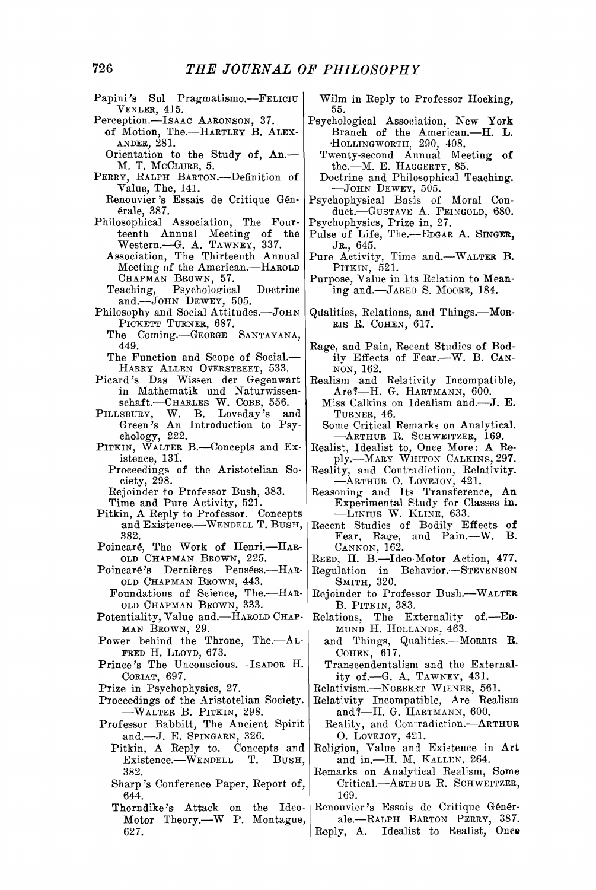Papini's Sul Pragmatismo.—FELICIU VEXLER, 415.

Perception.—ISAAC AARONSON, 37.

- of Motion, The.—HARTLEY B. ALEXANDER, 281.
- Orientation to the Study of, An.—M. T. MCCLURE, 5.

PERRY, RALPH BARTON.—Definition of Value, The, 141.

- Renouvier's Essais de Critique Générale, 387.

Philosophical Association, The Fourteenth Annual Meeting of the Western.—G. A. TAWNEY, 337.

- Association, The Thirteenth Annual Meeting of the American.—HAROLD CHAPMAN BROWN, 57.
- Teaching, Psychological Doctrine and.—JOHN DEWEY, 505.

Philosophy and Social Attitudes.—JOHN PICKETT TURNER, 687.

- The Coming.—GEORGE SANTAYANA, 449.
- The Function and Scope of Social.—HARRY ALLEN OVERSTREET, 533.

Picard's Das Wissen der Gegenwart in Mathematik und Naturwissenschaft.—CHARLES W. COBB, 556.

PILLSBURY, W. B. Loveday's and Green's An Introduction to Psychology, 222.

PITKIN, WALTER B.—Concepts and Existence, 131.

- Proceedings of the Aristotelian Society, 298.
- Rejoinder to Professor Bush, 383.
- Time and Pure Activity, 521.

Pitkin, A Reply to Professor. Concepts and Existence.—WENDELL T. BUSH, 382.

Poincaré, The Work of Henri.—HAROLD CHAPMAN BROWN, 225.

Poincaré's Dernières Pensées.—HAROLD CHAPMAN BROWN, 443.

- Foundations of Science, The.—HAROLD CHAPMAN BROWN, 333.

Potentiality, Value and.—HAROLD CHAPMAN BROWN, 29.

Power behind the Throne, The.—ALFRED H. LLOYD, 673.

Prince's The Unconscious.—ISADOR H. CORIAT, 697.

Prize in Psychophysics, 27.

Proceedings of the Aristotelian Society.—WALTER B. PITKIN, 298.

Professor Babbitt, The Ancient Spirit and.—J. E. SPINGARN, 326.

- Pitkin, A Reply to. Concepts and Existence.—WENDELL T. BUSH, 382.
- Sharp's Conference Paper, Report of, 644.
- Thorndike's Attack on the Ideo-Motor Theory.—W P. Montague, 627.
- Wilm in Reply to Professor Hocking, 55.

Psychological Association, New York Branch of the American.—H. L. HOLLINGWORTH, 290, 408.

- Twenty-second Annual Meeting of the.—M. E. HAGGERTY, 85.
- Doctrine and Philosophical Teaching.—JOHN DEWEY, 505.

Psychophysical Basis of Moral Conduct.—GUSTAVE A. FEINGOLD, 680.

Psychophysics, Prize in, 27.

Pulse of Life, The.—EDGAR A. SINGER, JR., 645.

Pure Activity, Time and.—WALTER B. PITKIN, 521.

Purpose, Value in Its Relation to Meaning and.—JARED S. MOORE, 184.

Qualities, Relations, and Things.—MORRIS R. COHEN, 617.

Rage, and Pain, Recent Studies of Bodily Effects of Fear.—W. B. CANNON, 162.

Realism and Relativity Incompatible, Are?—H. G. HARTMANN, 600.

- Miss Calkins on Idealism and.—J. E. TURNER, 46.
- Some Critical Remarks on Analytical.—ARTHUR R. SCHWEITZER, 169.

Realist, Idealist to, Once More: A Reply.—MARY WHITON CALKINS, 297.

Reality, and Contradiction, Relativity.—ARTHUR O. LOVEJOY, 421.

Reasoning and Its Transference, An Experimental Study for Classes in.—LINIUS W. KLINE, 633.

Recent Studies of Bodily Effects of Fear, Rage, and Pain.—W. B. CANNON, 162.

REED, H. B.—Ideo-Motor Action, 477.

Regulation in Behavior.—STEVENSON SMITH, 320.

Rejoinder to Professor Bush.—WALTER B. PITKIN, 383.

Relations, The Externality of.—EDMUND H. HOLLANDS, 463.

- and Things, Qualities.—MORRIS R. COHEN, 617.
- Transcendentalism and the Externality of.—G. A. TAWNEY, 431.

Relativism.—NORBERT WIENER, 561.

Relativity Incompatible, Are Realism and?—H. G. HARTMANN, 600.

- Reality, and Contradiction.—ARTHUR O. LOVEJOY, 421.

Religion, Value and Existence in Art and in.—H. M. KALLEN, 264.

Remarks on Analytical Realism, Some Critical.—ARTHUR R. SCHWEITZER, 169.

Renouvier's Essais de Critique Générale.—RALPH BARTON PERRY, 387.

Reply, A. Idealist to Realist, Once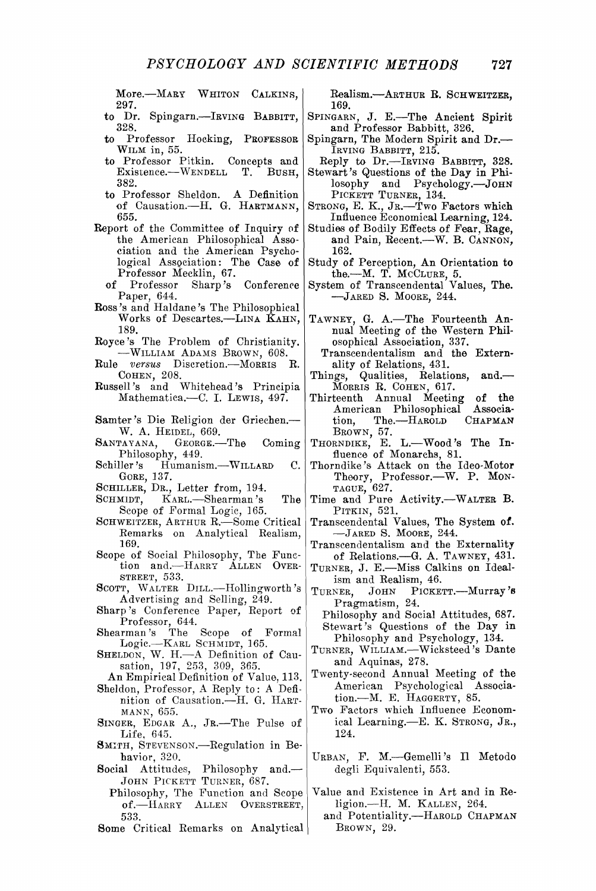More.—MARY WHITON CALKINS, 297.
 to Dr. Spingarn.—IRVING BABBITT, 328.
 to Professor Hocking, PROFESSOR WILM in, 55.
 to Professor Pitkin. Concepts and Existence.—WENDELL T. BUSH, 382.
 to Professor Sheldon. A Definition of Causation.—H. G. HARTMANN, 655.

Report of the Committee of Inquiry of the American Philosophical Association and the American Psychological Association: The Case of Professor Mecklin, 67.
 of Professor Sharp's Conference Paper, 644.

Ross's and Haldane's The Philosophical Works of Descartes.—LINA KAHN, 189.

Royce's The Problem of Christianity.—WILLIAM ADAMS BROWN, 608.

Rule *versus* Discretion.—MORRIS R. COHEN, 208.

Russell's and Whitehead's Principia Mathematica.—C. I. LEWIS, 497.

Samter's Die Religion der Griechen.—W. A. HEIDEL, 669.

SANTAYANA, GEORGE.—The Coming Philosophy, 449.

Schiller's Humanism.—WILLARD C. GORE, 137.

SCHILLER, DR., Letter from, 194.

SCHMIDT, KARL.—Shearman's The Scope of Formal Logic, 165.

SCHWEITZER, ARTHUR R.—Some Critical Remarks on Analytical Realism, 169.

Scope of Social Philosophy, The Function and.—HARRY ALLEN OVERSTREET, 533.

SCOTT, WALTER DILL.—Hollingworth's Advertising and Selling, 249.

Sharp's Conference Paper, Report of Professor, 644.

Shearman's The Scope of Formal Logic.—KARL SCHMIDT, 165.

SHELDON, W. H.—A Definition of Causation, 197, 253, 309, 365.
 An Empirical Definition of Value, 113.

Sheldon, Professor, A Reply to: A Definition of Causation.—H. G. HARTMANN, 655.

SINGER, EDGAR A., JR.—The Pulse of Life, 645.

SMITH, STEVENSON.—Regulation in Behavior, 320.

Social Attitudes, Philosophy and.—JOHN PICKETT TURNER, 687.
 Philosophy, The Function and Scope of.—HARRY ALLEN OVERSTREET, 533.

Some Critical Remarks on Analytical Realism.—ARTHUR R. SCHWEITZER, 169.

SPINGARN, J. E.—The Ancient Spirit and Professor Babbitt, 326.

Spingarn, The Modern Spirit and Dr.—IRVING BABBITT, 215.
 Reply to Dr.—IRVING BABBITT, 328.

Stewart's Questions of the Day in Philosophy and Psychology.—JOHN PICKETT TURNER, 134.

STRONG, E. K., JR.—Two Factors which Influence Economical Learning, 124.

Studies of Bodily Effects of Fear, Rage, and Pain, Recent.—W. B. CANNON, 162.

Study of Perception, An Orientation to the.—M. T. MCCLURE, 5.

System of Transcendental Values, The.—JARED S. MOORE, 244.

TAWNEY, G. A.—The Fourteenth Annual Meeting of the Western Philosophical Association, 337.
 Transcendentalism and the Externality of Relations, 431.

Things, Qualities, Relations, and.—MORRIS R. COHEN, 617.

Thirteenth Annual Meeting of the American Philosophical Association, The.—HAROLD CHAPMAN BROWN, 57.

THORNDIKE, E. L.—Wood's The Influence of Monarchs, 81.

Thorndike's Attack on the Ideo-Motor Theory, Professor.—W. P. MONTAGUE, 627.

Time and Pure Activity.—WALTER B. PITKIN, 521.

Transcendental Values, The System of.—JARED S. MOORE, 244.

Transcendentalism and the Externality of Relations.—G. A. TAWNEY, 431.

TURNER, J. E.—Miss Calkins on Idealism and Realism, 46.

TURNER, JOHN PICKETT.—Murray's Pragmatism, 24.
 Philosophy and Social Attitudes, 687.
 Stewart's Questions of the Day in Philosophy and Psychology, 134.

TURNER, WILLIAM.—Wicksteed's Dante and Aquinas, 278.

Twenty-second Annual Meeting of the American Psychological Association.—M. E. HAGGERTY, 85.

Two Factors which Influence Economical Learning.—E. K. STRONG, JR., 124.

URBAN, F. M.—Gemelli's Il Metodo degli Equivalenti, 553.

Value and Existence in Art and in Religion.—H. M. KALLEN, 264.
 and Potentiality.—HAROLD CHAPMAN BROWN, 29.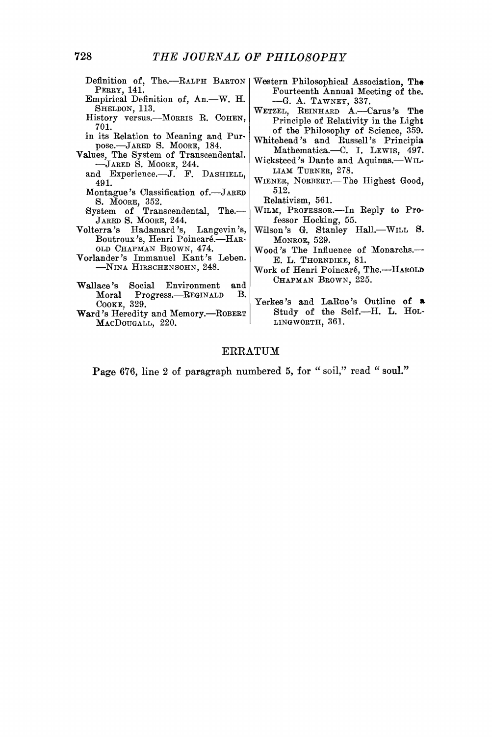Definition of, The.—RALPH BARTON PERRY, 141.
Empirical Definition of, An.—W. H. SHELDON, 113.
History versus.—MORRIS R. COHEN, 701.
in its Relation to Meaning and Purpose.—JARED S. MOORE, 184.
Values, The System of Transcendental.—JARED S. MOORE, 244.
and Experience.—J. F. DASHIELL, 491.
Montague's Classification of.—JARED S. MOORE, 352.
System of Transcendental, The.—JARED S. MOORE, 244.
Volterra's Hadamard's, Langevin's, Boutroux's, Henri Poincaré.—HAROLD CHAPMAN BROWN, 474.
Vorlander's Immanuel Kant's Leben.—NINA HIRSCHENSOHN, 248.

Wallace's Social Environment and Moral Progress.—REGINALD B. COOKE, 329.
Ward's Heredity and Memory.—ROBERT MACDOUGALL, 220.
Western Philosophical Association, The Fourteenth Annual Meeting of the.—G. A. TAWNEY, 337.
WETZEL, REINHARD A.—Carus's The Principle of Relativity in the Light of the Philosophy of Science, 359.
Whitehead's and Russell's Principia Mathematica.—C. I. LEWIS, 497.
Wicksteed's Dante and Aquinas.—WILLIAM TURNER, 278.
WIENER, NORBERT.—The Highest Good, 512.
Relativism, 561.
WILM, PROFESSOR.—In Reply to Professor Hocking, 55.
Wilson's G. Stanley Hall.—WILL S. MONROE, 529.
Wood's The Influence of Monarchs.—E. L. THORNDIKE, 81.
Work of Henri Poincaré, The.—HAROLD CHAPMAN BROWN, 225.

Yerkes's and LaRue's Outline of a Study of the Self.—H. L. HOLLINGWORTH, 361.

## ERRATUM

Page 676, line 2 of paragraph numbered 5, for "soil," read "soul."